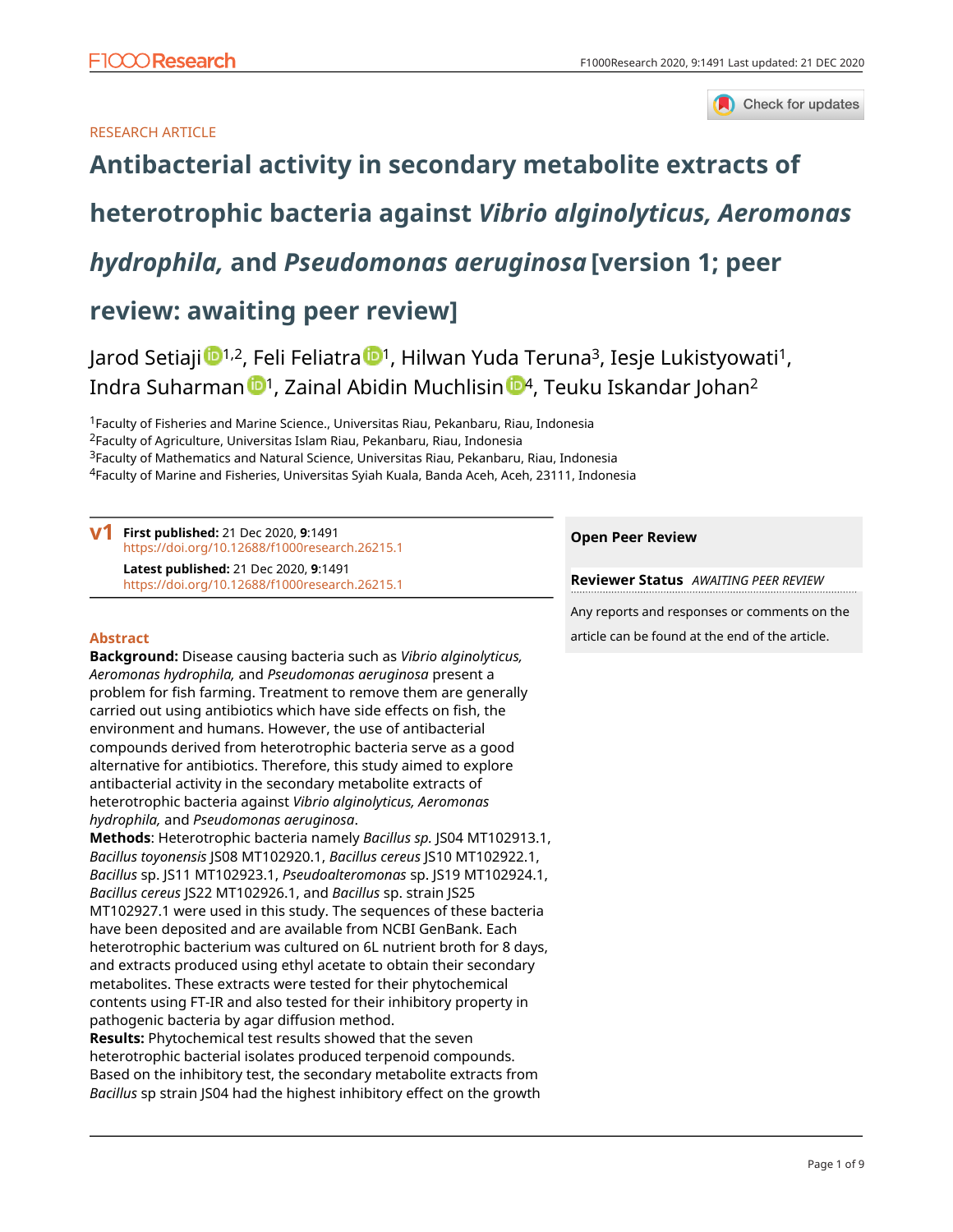RESEARCH ARTICLE

# Antibacterial activity in secondary metabolite extracts of heterotrophic bacteria against *Vibrio alginolyticus, Aeromonas hydrophila,* and *Pseudomonas aeruginosa* [version 1; peer review: awaiting peer review]

Jarod Setiaji[1,2], Feli Feliatra[1], Hilwan Yuda Teruna[3], Iesje Lukistyowati[1], Indra Suharman[1], Zainal Abidin Muchlisin[4], Teuku Iskandar Johan[2]

[1]Faculty of Fisheries and Marine Science., Universitas Riau, Pekanbaru, Riau, Indonesia
[2]Faculty of Agriculture, Universitas Islam Riau, Pekanbaru, Riau, Indonesia
[3]Faculty of Mathematics and Natural Science, Universitas Riau, Pekanbaru, Riau, Indonesia
[4]Faculty of Marine and Fisheries, Universitas Syiah Kuala, Banda Aceh, Aceh, 23111, Indonesia

**v1** **First published:** 21 Dec 2020, **9**:1491
https://doi.org/10.12688/f1000research.26215.1
**Latest published:** 21 Dec 2020, **9**:1491
https://doi.org/10.12688/f1000research.26215.1

**Open Peer Review**

**Reviewer Status** *AWAITING PEER REVIEW*

Any reports and responses or comments on the article can be found at the end of the article.

## Abstract

**Background:** Disease causing bacteria such as *Vibrio alginolyticus, Aeromonas hydrophila,* and *Pseudomonas aeruginosa* present a problem for fish farming. Treatment to remove them are generally carried out using antibiotics which have side effects on fish, the environment and humans. However, the use of antibacterial compounds derived from heterotrophic bacteria serve as a good alternative for antibiotics. Therefore, this study aimed to explore antibacterial activity in the secondary metabolite extracts of heterotrophic bacteria against *Vibrio alginolyticus, Aeromonas hydrophila,* and *Pseudomonas aeruginosa*.

**Methods**: Heterotrophic bacteria namely *Bacillus sp.* JS04 MT102913.1, *Bacillus toyonensis* JS08 MT102920.1, *Bacillus cereus* JS10 MT102922.1, *Bacillus* sp. JS11 MT102923.1, *Pseudoalteromonas* sp. JS19 MT102924.1, *Bacillus cereus* JS22 MT102926.1, and *Bacillus* sp. strain JS25 MT102927.1 were used in this study. The sequences of these bacteria have been deposited and are available from NCBI GenBank. Each heterotrophic bacterium was cultured on 6L nutrient broth for 8 days, and extracts produced using ethyl acetate to obtain their secondary metabolites. These extracts were tested for their phytochemical contents using FT-IR and also tested for their inhibitory property in pathogenic bacteria by agar diffusion method.

**Results:** Phytochemical test results showed that the seven heterotrophic bacterial isolates produced terpenoid compounds. Based on the inhibitory test, the secondary metabolite extracts from *Bacillus* sp strain JS04 had the highest inhibitory effect on the growth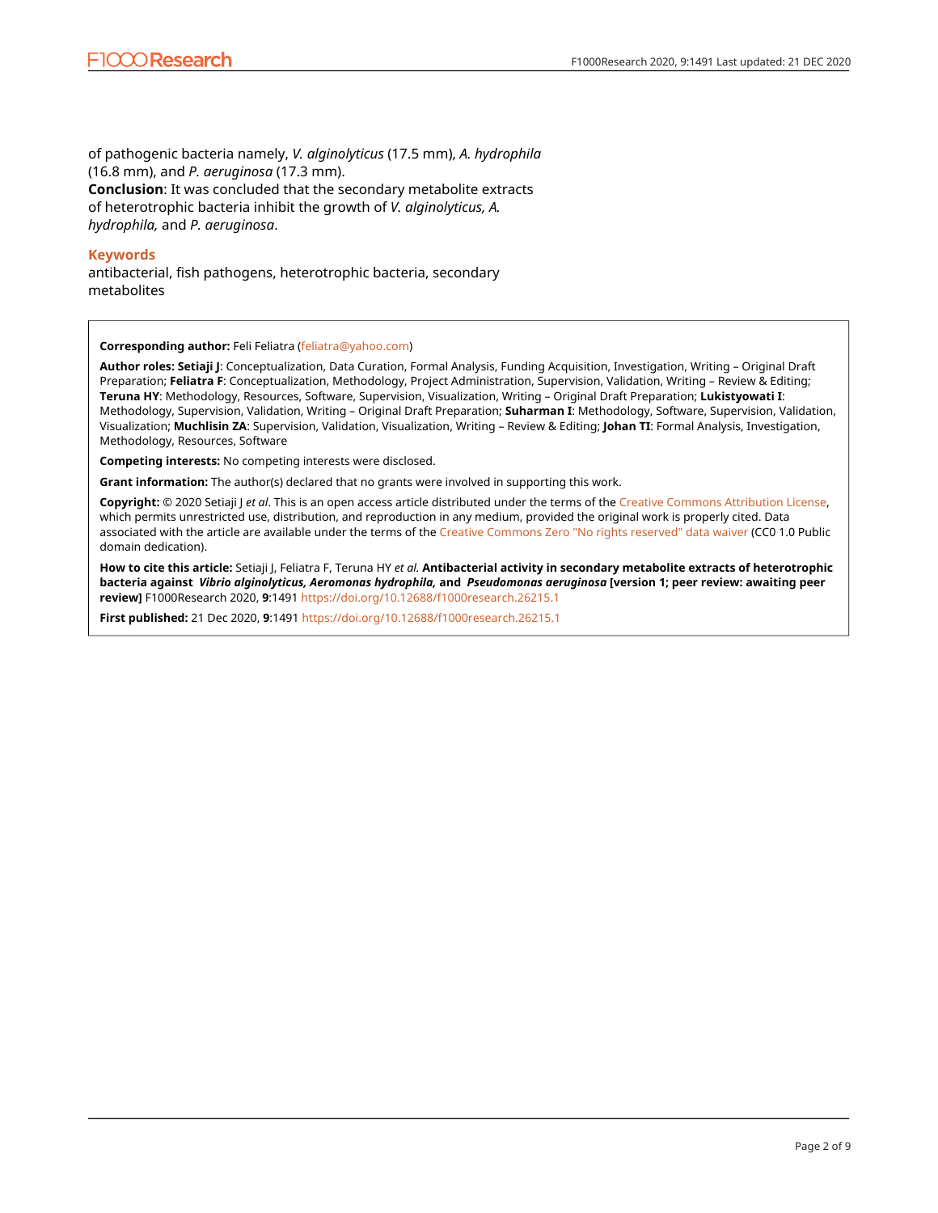of pathogenic bacteria namely, *V. alginolyticus* (17.5 mm), *A. hydrophila* (16.8 mm), and *P. aeruginosa* (17.3 mm).

**Conclusion**: It was concluded that the secondary metabolite extracts of heterotrophic bacteria inhibit the growth of *V. alginolyticus, A. hydrophila,* and *P. aeruginosa*.

## Keywords

antibacterial, fish pathogens, heterotrophic bacteria, secondary metabolites

**Corresponding author:** Feli Feliatra (feliatra@yahoo.com)

**Author roles: Setiaji J**: Conceptualization, Data Curation, Formal Analysis, Funding Acquisition, Investigation, Writing – Original Draft Preparation; **Feliatra F**: Conceptualization, Methodology, Project Administration, Supervision, Validation, Writing – Review & Editing; **Teruna HY**: Methodology, Resources, Software, Supervision, Visualization, Writing – Original Draft Preparation; **Lukistyowati I**: Methodology, Supervision, Validation, Writing – Original Draft Preparation; **Suharman I**: Methodology, Software, Supervision, Validation, Visualization; **Muchlisin ZA**: Supervision, Validation, Visualization, Writing – Review & Editing; **Johan TI**: Formal Analysis, Investigation, Methodology, Resources, Software

**Competing interests:** No competing interests were disclosed.

**Grant information:** The author(s) declared that no grants were involved in supporting this work.

**Copyright:** © 2020 Setiaji J *et al*. This is an open access article distributed under the terms of the Creative Commons Attribution License, which permits unrestricted use, distribution, and reproduction in any medium, provided the original work is properly cited. Data associated with the article are available under the terms of the Creative Commons Zero "No rights reserved" data waiver (CC0 1.0 Public domain dedication).

**How to cite this article:** Setiaji J, Feliatra F, Teruna HY *et al.* **Antibacterial activity in secondary metabolite extracts of heterotrophic bacteria against** ***Vibrio alginolyticus, Aeromonas hydrophila,*** **and** ***Pseudomonas aeruginosa*** **[version 1; peer review: awaiting peer review]** F1000Research 2020, **9**:1491 https://doi.org/10.12688/f1000research.26215.1

**First published:** 21 Dec 2020, **9**:1491 https://doi.org/10.12688/f1000research.26215.1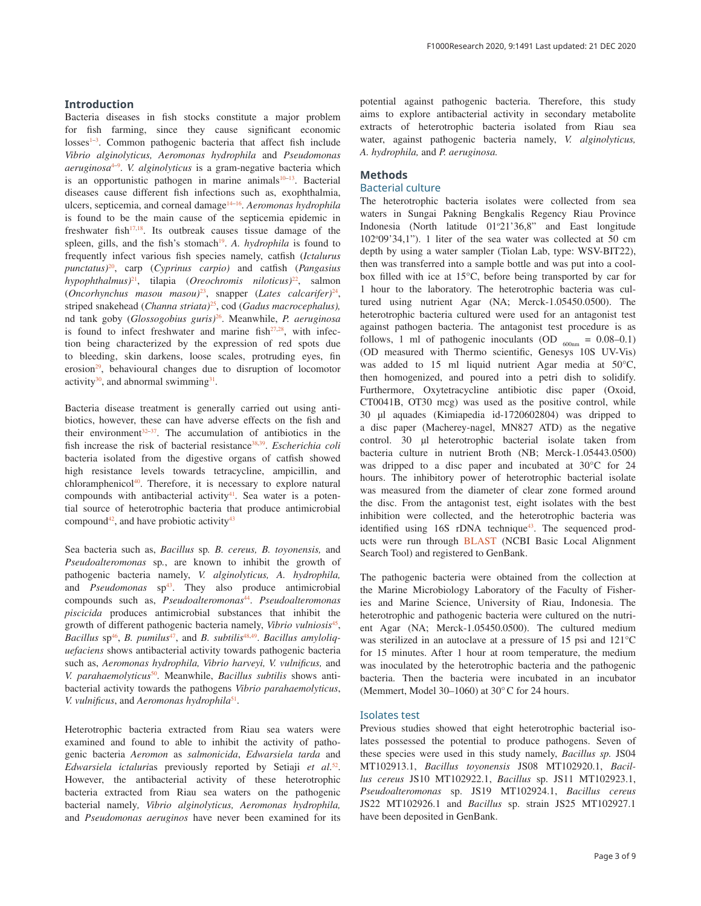## Introduction

Bacteria diseases in fish stocks constitute a major problem for fish farming, since they cause significant economic losses[1–3]. Common pathogenic bacteria that affect fish include *Vibrio alginolyticus, Aeromonas hydrophila* and *Pseudomonas aeruginosa*[4–9]. *V. alginolyticus* is a gram-negative bacteria which is an opportunistic pathogen in marine animals[10–13]. Bacterial diseases cause different fish infections such as, exophthalmia, ulcers, septicemia, and corneal damage[14–16]. *Aeromonas hydrophila* is found to be the main cause of the septicemia epidemic in freshwater fish[17,18]. Its outbreak causes tissue damage of the spleen, gills, and the fish's stomach[19]. *A. hydrophila* is found to frequently infect various fish species namely, catfish (*Ictalurus punctatus)*[20], carp (*Cyprinus carpio)* and catfish (*Pangasius hypophthalmus)*[21], tilapia (*Oreochromis niloticus)*[22], salmon (*Oncorhynchus masou masou)*[23], snapper (*Lates calcarifer)*[24], striped snakehead (*Channa striata)*[25], cod (*Gadus macrocephalus),* nd tank goby (*Glossogobius guris)*[26]. Meanwhile, *P. aeruginosa* is found to infect freshwater and marine fish[27,28], with infection being characterized by the expression of red spots due to bleeding, skin darkens, loose scales, protruding eyes, fin erosion[29], behavioural changes due to disruption of locomotor activity[30], and abnormal swimming[31].

Bacteria disease treatment is generally carried out using antibiotics, however, these can have adverse effects on the fish and their environment[32–37]. The accumulation of antibiotics in the fish increase the risk of bacterial resistance[38,39]. *Escherichia coli* bacteria isolated from the digestive organs of catfish showed high resistance levels towards tetracycline, ampicillin, and chloramphenicol[40]. Therefore, it is necessary to explore natural compounds with antibacterial activity[41]. Sea water is a potential source of heterotrophic bacteria that produce antimicrobial compound[42], and have probiotic activity[43]

Sea bacteria such as, *Bacillus* sp. *B. cereus, B. toyonensis,* and *Pseudoalteromonas* sp., are known to inhibit the growth of pathogenic bacteria namely, *V. alginolyticus, A. hydrophila,* and *Pseudomonas* sp[43]. They also produce antimicrobial compounds such as, *Pseudoalteromonas*[44]. *Pseudoalteromonas piscicida* produces antimicrobial substances that inhibit the growth of different pathogenic bacteria namely, *Vibrio vulniosis*[45], *Bacillus* sp[46], *B. pumilus*[47], and *B. subtilis*[48,49]. *Bacillus amyloliquefaciens* shows antibacterial activity towards pathogenic bacteria such as, *Aeromonas hydrophila, Vibrio harveyi, V. vulnificus,* and *V. parahaemolyticus*[50]. Meanwhile, *Bacillus subtilis* shows antibacterial activity towards the pathogens *Vibrio parahaemolyticus*, *V. vulnificus*, and *Aeromonas hydrophila*[51].

Heterotrophic bacteria extracted from Riau sea waters were examined and found to able to inhibit the activity of pathogenic bacteria *Aeromon* as *salmonicida*, *Edwarsiela tarda* and *Edwarsiela ictaluri*as previously reported by Setiaji *et al.*[52]. However, the antibacterial activity of these heterotrophic bacteria extracted from Riau sea waters on the pathogenic bacterial namely*, Vibrio alginolyticus, Aeromonas hydrophila,* and *Pseudomonas aeruginos* have never been examined for its potential against pathogenic bacteria. Therefore, this study aims to explore antibacterial activity in secondary metabolite extracts of heterotrophic bacteria isolated from Riau sea water, against pathogenic bacteria namely, *V. alginolyticus, A. hydrophila,* and *P. aeruginosa.*

## Methods

### Bacterial culture

The heterotrophic bacteria isolates were collected from sea waters in Sungai Pakning Bengkalis Regency Riau Province Indonesia (North latitude 01°21'36,8" and East longitude 102°09'34,1"). 1 liter of the sea water was collected at 50 cm depth by using a water sampler (Tiolan Lab, type: WSV-BIT22), then was transferred into a sample bottle and was put into a coolbox filled with ice at 15°C, before being transported by car for 1 hour to the laboratory. The heterotrophic bacteria was cultured using nutrient Agar (NA; Merck-1.05450.0500). The heterotrophic bacteria cultured were used for an antagonist test against pathogen bacteria. The antagonist test procedure is as follows, 1 ml of pathogenic inoculants (OD $_{600nm}$ = 0.08–0.1) (OD measured with Thermo scientific, Genesys 10S UV-Vis) was added to 15 ml liquid nutrient Agar media at 50°C, then homogenized, and poured into a petri dish to solidify. Furthermore, Oxytetracycline antibiotic disc paper (Oxoid, CT0041B, OT30 mcg) was used as the positive control, while 30 µl aquades (Kimiapedia id-1720602804) was dripped to a disc paper (Macherey-nagel, MN827 ATD) as the negative control. 30 µl heterotrophic bacterial isolate taken from bacteria culture in nutrient Broth (NB; Merck-1.05443.0500) was dripped to a disc paper and incubated at 30°C for 24 hours. The inhibitory power of heterotrophic bacterial isolate was measured from the diameter of clear zone formed around the disc. From the antagonist test, eight isolates with the best inhibition were collected, and the heterotrophic bacteria was identified using 16S rDNA technique[43]. The sequenced products were run through BLAST (NCBI Basic Local Alignment Search Tool) and registered to GenBank.

The pathogenic bacteria were obtained from the collection at the Marine Microbiology Laboratory of the Faculty of Fisheries and Marine Science, University of Riau, Indonesia. The heterotrophic and pathogenic bacteria were cultured on the nutrient Agar (NA; Merck-1.05450.0500). The cultured medium was sterilized in an autoclave at a pressure of 15 psi and 121°C for 15 minutes. After 1 hour at room temperature, the medium was inoculated by the heterotrophic bacteria and the pathogenic bacteria. Then the bacteria were incubated in an incubator (Memmert, Model 30–1060) at 30° C for 24 hours.

### Isolates test

Previous studies showed that eight heterotrophic bacterial isolates possessed the potential to produce pathogens. Seven of these species were used in this study namely, *Bacillus sp.* JS04 MT102913.1, *Bacillus toyonensis* JS08 MT102920.1, *Bacillus cereus* JS10 MT102922.1, *Bacillus* sp. JS11 MT102923.1, *Pseudoalteromonas* sp. JS19 MT102924.1, *Bacillus cereus* JS22 MT102926.1 and *Bacillus* sp. strain JS25 MT102927.1 have been deposited in GenBank.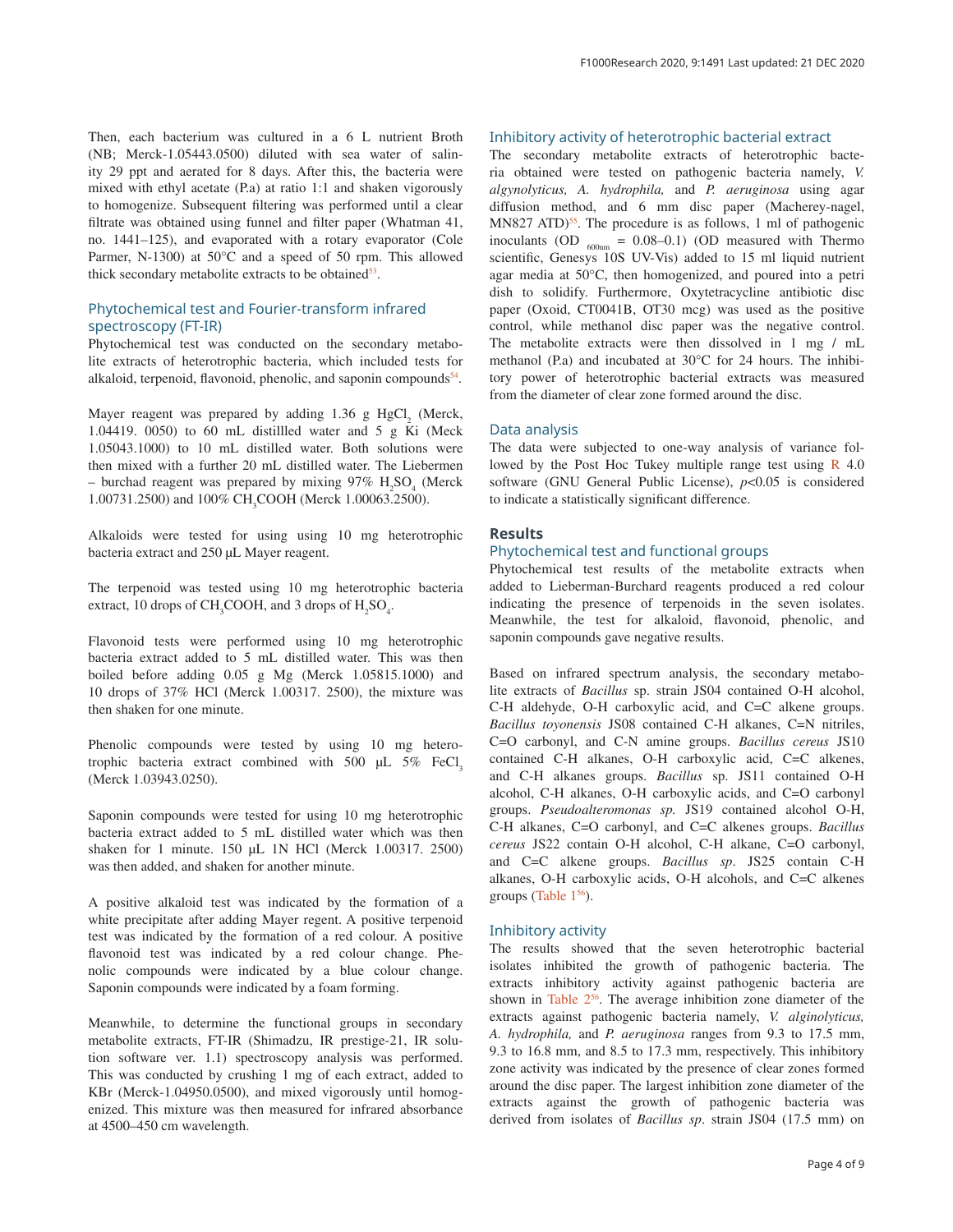Then, each bacterium was cultured in a 6 L nutrient Broth (NB; Merck-1.05443.0500) diluted with sea water of salinity 29 ppt and aerated for 8 days. After this, the bacteria were mixed with ethyl acetate (P.a) at ratio 1:1 and shaken vigorously to homogenize. Subsequent filtering was performed until a clear filtrate was obtained using funnel and filter paper (Whatman 41, no. 1441–125), and evaporated with a rotary evaporator (Cole Parmer, N-1300) at 50°C and a speed of 50 rpm. This allowed thick secondary metabolite extracts to be obtained[53].

## Phytochemical test and Fourier-transform infrared spectroscopy (FT-IR)

Phytochemical test was conducted on the secondary metabolite extracts of heterotrophic bacteria, which included tests for alkaloid, terpenoid, flavonoid, phenolic, and saponin compounds[54].

Mayer reagent was prepared by adding 1.36 g $HgCl_2$ (Merck, 1.04419. 0050) to 60 mL distillled water and 5 g Ki (Meck 1.05043.1000) to 10 mL distilled water. Both solutions were then mixed with a further 20 mL distilled water. The Liebermen – burchad reagent was prepared by mixing 97% $H_2SO_4$ (Merck 1.00731.2500) and 100% $CH_3COOH$ (Merck 1.00063.2500).

Alkaloids were tested for using using 10 mg heterotrophic bacteria extract and 250 μL Mayer reagent.

The terpenoid was tested using 10 mg heterotrophic bacteria extract, 10 drops of $CH_3COOH$, and 3 drops of $H_2SO_4$.

Flavonoid tests were performed using 10 mg heterotrophic bacteria extract added to 5 mL distilled water. This was then boiled before adding 0.05 g Mg (Merck 1.05815.1000) and 10 drops of 37% HCl (Merck 1.00317. 2500), the mixture was then shaken for one minute.

Phenolic compounds were tested by using 10 mg heterotrophic bacteria extract combined with 500 μL 5% $FeCl_3$ (Merck 1.03943.0250).

Saponin compounds were tested for using 10 mg heterotrophic bacteria extract added to 5 mL distilled water which was then shaken for 1 minute. 150 μL 1N HCl (Merck 1.00317. 2500) was then added, and shaken for another minute.

A positive alkaloid test was indicated by the formation of a white precipitate after adding Mayer regent. A positive terpenoid test was indicated by the formation of a red colour. A positive flavonoid test was indicated by a red colour change. Phenolic compounds were indicated by a blue colour change. Saponin compounds were indicated by a foam forming.

Meanwhile, to determine the functional groups in secondary metabolite extracts, FT-IR (Shimadzu, IR prestige-21, IR solution software ver. 1.1) spectroscopy analysis was performed. This was conducted by crushing 1 mg of each extract, added to KBr (Merck-1.04950.0500), and mixed vigorously until homogenized. This mixture was then measured for infrared absorbance at 4500–450 cm wavelength.

## Inhibitory activity of heterotrophic bacterial extract

The secondary metabolite extracts of heterotrophic bacteria obtained were tested on pathogenic bacteria namely, *V. algynolyticus, A. hydrophila,* and *P. aeruginosa* using agar diffusion method, and 6 mm disc paper (Macherey-nagel, MN827 ATD)[55]. The procedure is as follows, 1 ml of pathogenic inoculants (OD $_{600nm}$ = 0.08–0.1) (OD measured with Thermo scientific, Genesys 10S UV-Vis) added to 15 ml liquid nutrient agar media at 50°C, then homogenized, and poured into a petri dish to solidify. Furthermore, Oxytetracycline antibiotic disc paper (Oxoid, CT0041B, OT30 mcg) was used as the positive control, while methanol disc paper was the negative control. The metabolite extracts were then dissolved in 1 mg / mL methanol (P.a) and incubated at 30°C for 24 hours. The inhibitory power of heterotrophic bacterial extracts was measured from the diameter of clear zone formed around the disc.

## Data analysis

The data were subjected to one-way analysis of variance followed by the Post Hoc Tukey multiple range test using R 4.0 software (GNU General Public License), $p$<0.05 is considered to indicate a statistically significant difference.

# Results

## Phytochemical test and functional groups

Phytochemical test results of the metabolite extracts when added to Lieberman-Burchard reagents produced a red colour indicating the presence of terpenoids in the seven isolates. Meanwhile, the test for alkaloid, flavonoid, phenolic, and saponin compounds gave negative results.

Based on infrared spectrum analysis, the secondary metabolite extracts of *Bacillus* sp. strain JS04 contained O-H alcohol, C-H aldehyde, O-H carboxylic acid, and C=C alkene groups. *Bacillus toyonensis* JS08 contained C-H alkanes, C=N nitriles, C=O carbonyl, and C-N amine groups. *Bacillus cereus* JS10 contained C-H alkanes, O-H carboxylic acid, C=C alkenes, and C-H alkanes groups. *Bacillus* sp. JS11 contained O-H alcohol, C-H alkanes, O-H carboxylic acids, and C=O carbonyl groups. *Pseudoalteromonas sp.* JS19 contained alcohol O-H, C-H alkanes, C=O carbonyl, and C=C alkenes groups. *Bacillus cereus* JS22 contain O-H alcohol, C-H alkane, C=O carbonyl, and C=C alkene groups. *Bacillus sp*. JS25 contain C-H alkanes, O-H carboxylic acids, O-H alcohols, and C=C alkenes groups (Table 1[56]).

## Inhibitory activity

The results showed that the seven heterotrophic bacterial isolates inhibited the growth of pathogenic bacteria. The extracts inhibitory activity against pathogenic bacteria are shown in Table 2[56]. The average inhibition zone diameter of the extracts against pathogenic bacteria namely, *V. alginolyticus, A. hydrophila,* and *P. aeruginosa* ranges from 9.3 to 17.5 mm, 9.3 to 16.8 mm, and 8.5 to 17.3 mm, respectively. This inhibitory zone activity was indicated by the presence of clear zones formed around the disc paper. The largest inhibition zone diameter of the extracts against the growth of pathogenic bacteria was derived from isolates of *Bacillus sp*. strain JS04 (17.5 mm) on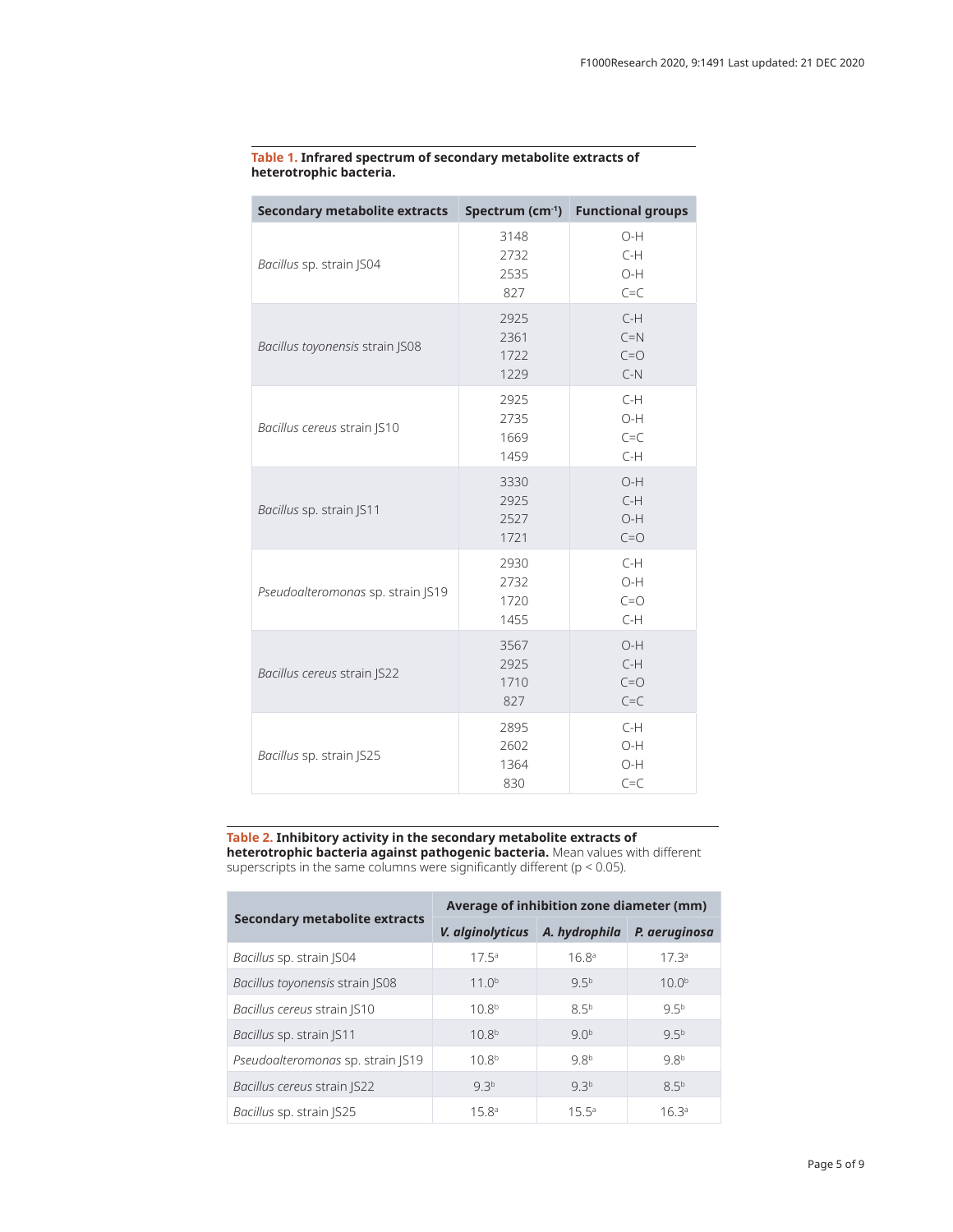**Table 1. Infrared spectrum of secondary metabolite extracts of heterotrophic bacteria.**

| Secondary metabolite extracts | Spectrum ($cm^{-1}$) | Functional groups |
|---|---|---|
| *Bacillus* sp. strain JS04 | 3148<br>2732<br>2535<br>827 | O-H<br>C-H<br>O-H<br>C=C |
| *Bacillus toyonensis* strain JS08 | 2925<br>2361<br>1722<br>1229 | C-H<br>C≡N<br>C=O<br>C-N |
| *Bacillus cereus* strain JS10 | 2925<br>2735<br>1669<br>1459 | C-H<br>O-H<br>C=C<br>C-H |
| *Bacillus* sp. strain JS11 | 3330<br>2925<br>2527<br>1721 | O-H<br>C-H<br>O-H<br>C=O |
| *Pseudoalteromonas* sp. strain JS19 | 2930<br>2732<br>1720<br>1455 | C-H<br>O-H<br>C=O<br>C-H |
| *Bacillus cereus* strain JS22 | 3567<br>2925<br>1710<br>827 | O-H<br>C-H<br>C=O<br>C=C |
| *Bacillus* sp. strain JS25 | 2895<br>2602<br>1364<br>830 | C-H<br>O-H<br>O-H<br>C=C |

**Table 2. Inhibitory activity in the secondary metabolite extracts of heterotrophic bacteria against pathogenic bacteria.** Mean values with different superscripts in the same columns were significantly different ($p < 0.05$).

| Secondary metabolite extracts | Average of inhibition zone diameter (mm) | | |
|---|---|---|---|
| | ***V. alginolyticus*** | ***A. hydrophila*** | ***P. aeruginosa*** |
| *Bacillus* sp. strain JS04 | 17.5[a] | 16.8[a] | 17.3[a] |
| *Bacillus toyonensis* strain JS08 | 11.0[b] | 9.5[b] | 10.0[b] |
| *Bacillus cereus* strain JS10 | 10.8[b] | 8.5[b] | 9.5[b] |
| *Bacillus* sp. strain JS11 | 10.8[b] | 9.0[b] | 9.5[b] |
| *Pseudoalteromonas* sp. strain JS19 | 10.8[b] | 9.8[b] | 9.8[b] |
| *Bacillus cereus* strain JS22 | 9.3[b] | 9.3[b] | 8.5[b] |
| *Bacillus* sp. strain JS25 | 15.8[a] | 15.5[a] | 16.3[a] |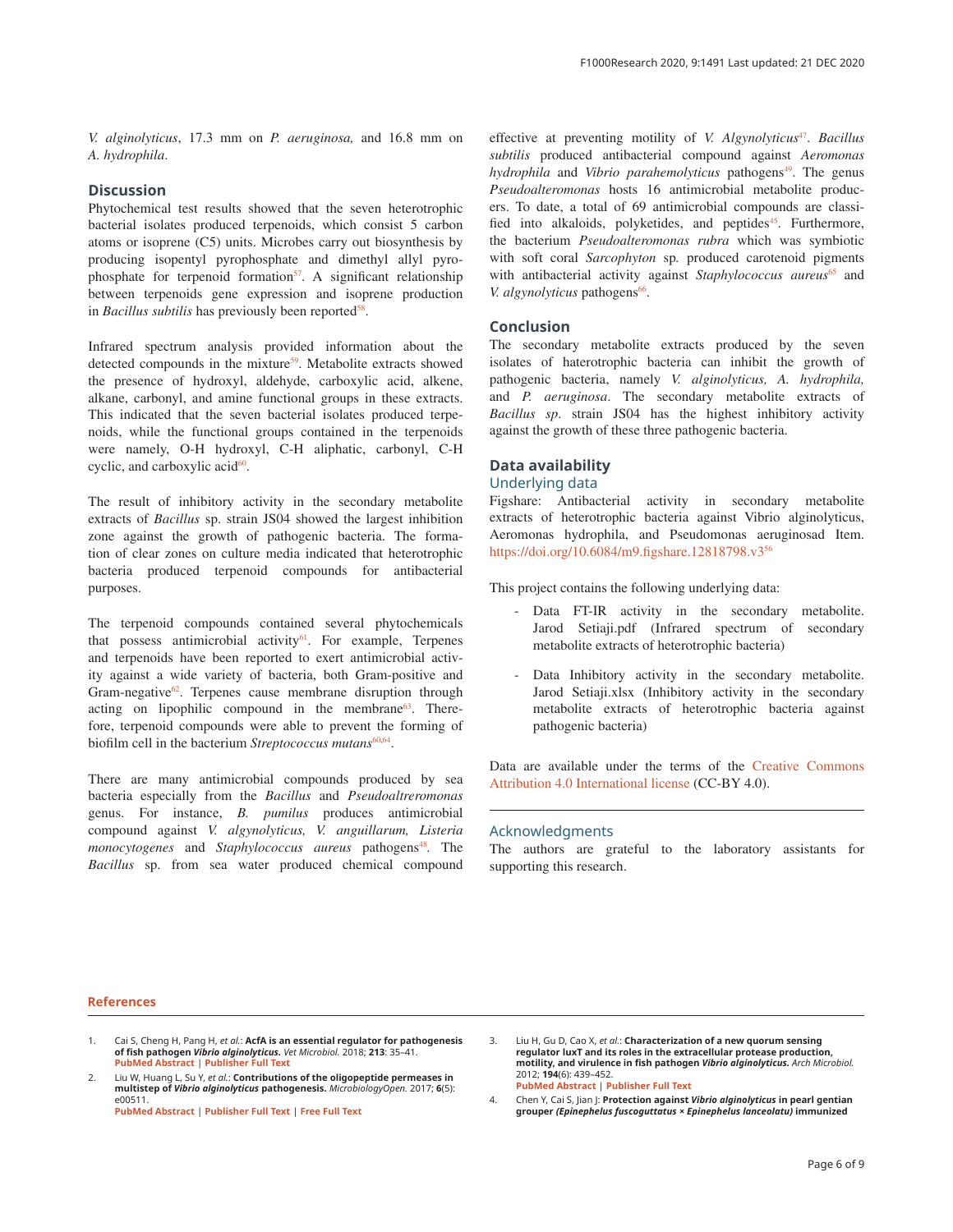*V. alginolyticus*, 17.3 mm on *P. aeruginosa,* and 16.8 mm on *A. hydrophila*.

## Discussion

Phytochemical test results showed that the seven heterotrophic bacterial isolates produced terpenoids, which consist 5 carbon atoms or isoprene (C5) units. Microbes carry out biosynthesis by producing isopentyl pyrophosphate and dimethyl allyl pyrophosphate for terpenoid formation[57]. A significant relationship between terpenoids gene expression and isoprene production in *Bacillus subtilis* has previously been reported[58].

Infrared spectrum analysis provided information about the detected compounds in the mixture[59]. Metabolite extracts showed the presence of hydroxyl, aldehyde, carboxylic acid, alkene, alkane, carbonyl, and amine functional groups in these extracts. This indicated that the seven bacterial isolates produced terpenoids, while the functional groups contained in the terpenoids were namely, O-H hydroxyl, C-H aliphatic, carbonyl, C-H cyclic, and carboxylic acid[60].

The result of inhibitory activity in the secondary metabolite extracts of *Bacillus* sp. strain JS04 showed the largest inhibition zone against the growth of pathogenic bacteria. The formation of clear zones on culture media indicated that heterotrophic bacteria produced terpenoid compounds for antibacterial purposes.

The terpenoid compounds contained several phytochemicals that possess antimicrobial activity[61]. For example, Terpenes and terpenoids have been reported to exert antimicrobial activity against a wide variety of bacteria, both Gram-positive and Gram-negative[62]. Terpenes cause membrane disruption through acting on lipophilic compound in the membrane[63]. Therefore, terpenoid compounds were able to prevent the forming of biofilm cell in the bacterium *Streptococcus mutans*[60,64].

There are many antimicrobial compounds produced by sea bacteria especially from the *Bacillus* and *Pseudoaltreromonas* genus. For instance, *B. pumilus* produces antimicrobial compound against *V. algynolyticus, V. anguillarum, Listeria monocytogenes* and *Staphylococcus aureus* pathogens[48]. The *Bacillus* sp. from sea water produced chemical compound effective at preventing motility of *V. Algynolyticus*[47]. *Bacillus subtilis* produced antibacterial compound against *Aeromonas hydrophila* and *Vibrio parahemolyticus* pathogens[49]. The genus *Pseudoalteromonas* hosts 16 antimicrobial metabolite producers. To date, a total of 69 antimicrobial compounds are classified into alkaloids, polyketides, and peptides[45]. Furthermore, the bacterium *Pseudoalteromonas rubra* which was symbiotic with soft coral *Sarcophyton* sp. produced carotenoid pigments with antibacterial activity against *Staphylococcus aureus*[65] and *V. algynolyticus* pathogens[66].

## Conclusion

The secondary metabolite extracts produced by the seven isolates of haterotrophic bacteria can inhibit the growth of pathogenic bacteria, namely *V. alginolyticus, A. hydrophila,* and *P. aeruginosa*. The secondary metabolite extracts of *Bacillus sp*. strain JS04 has the highest inhibitory activity against the growth of these three pathogenic bacteria.

## Data availability

### Underlying data

Figshare: Antibacterial activity in secondary metabolite extracts of heterotrophic bacteria against Vibrio alginolyticus, Aeromonas hydrophila, and Pseudomonas aeruginosad Item. https://doi.org/10.6084/m9.figshare.12818798.v3[56]

This project contains the following underlying data:

- Data FT-IR activity in the secondary metabolite. Jarod Setiaji.pdf (Infrared spectrum of secondary metabolite extracts of heterotrophic bacteria)
- Data Inhibitory activity in the secondary metabolite. Jarod Setiaji.xlsx (Inhibitory activity in the secondary metabolite extracts of heterotrophic bacteria against pathogenic bacteria)

Data are available under the terms of the Creative Commons Attribution 4.0 International license (CC-BY 4.0).

### Acknowledgments

The authors are grateful to the laboratory assistants for supporting this research.

## References

1. Cai S, Cheng H, Pang H, *et al.*: **AcfA is an essential regulator for pathogenesis of fish pathogen *Vibrio alginolyticus*.** *Vet Microbiol.* 2018; **213**: 35–41. PubMed Abstract | Publisher Full Text
2. Liu W, Huang L, Su Y, *et al.*: **Contributions of the oligopeptide permeases in multistep of *Vibrio alginolyticus* pathogenesis.** *MicrobiologyOpen.* 2017; **6**(5): e00511. PubMed Abstract | Publisher Full Text | Free Full Text
3. Liu H, Gu D, Cao X, *et al.*: **Characterization of a new quorum sensing regulator luxT and its roles in the extracellular protease production, motility, and virulence in fish pathogen *Vibrio alginolyticus*.** *Arch Microbiol.* 2012; **194**(6): 439–452. PubMed Abstract | Publisher Full Text
4. Chen Y, Cai S, Jian J: **Protection against *Vibrio alginolyticus* in pearl gentian grouper *(Epinephelus fuscoguttatus × Epinephelus lanceolatu)* immunized**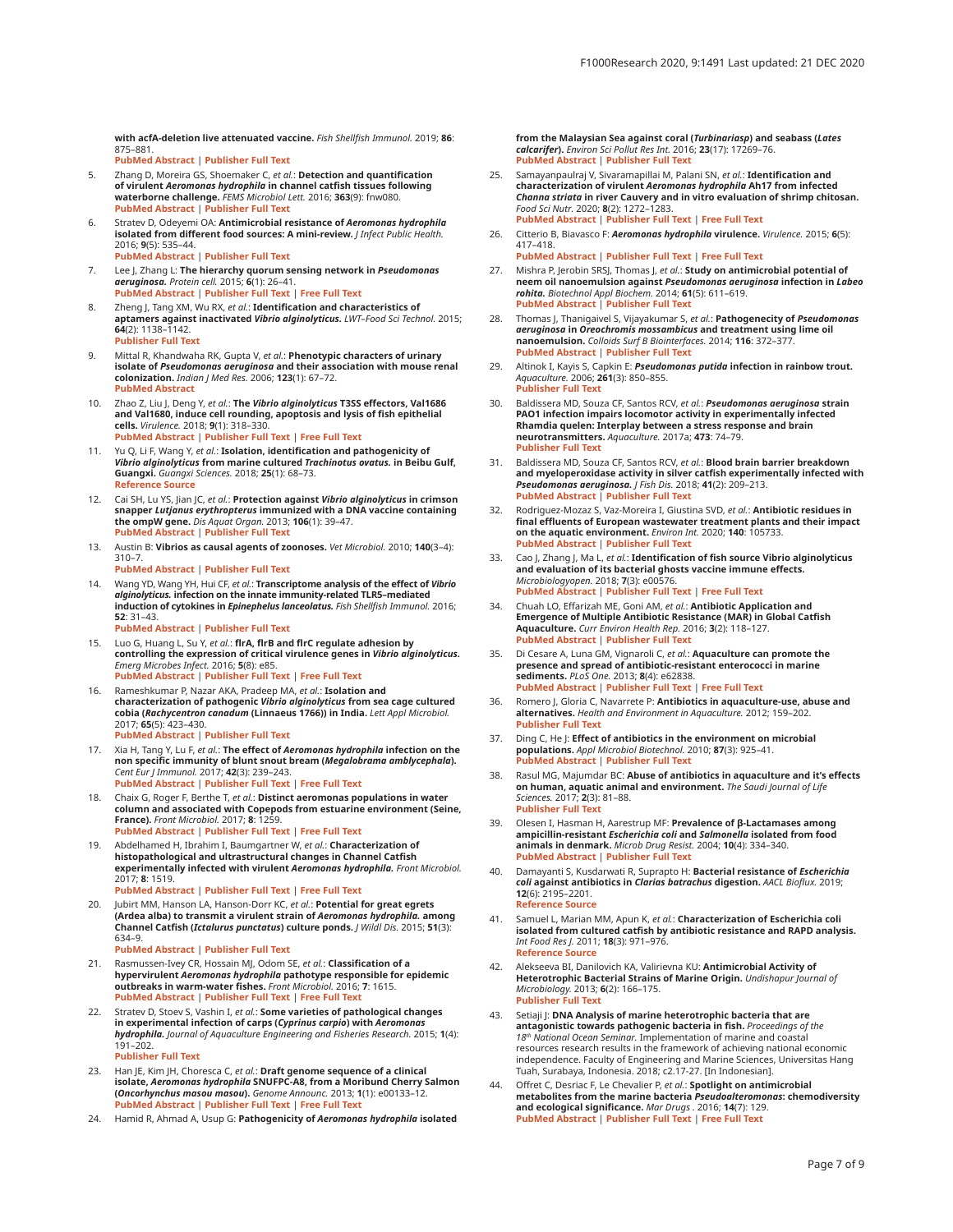with acfA-deletion live attenuated vaccine. *Fish Shellfish Immunol.* 2019; **86**: 875–881.
PubMed Abstract | Publisher Full Text

5. Zhang D, Moreira GS, Shoemaker C, *et al.*: **Detection and quantification of virulent *Aeromonas hydrophila* in channel catfish tissues following waterborne challenge.** *FEMS Microbiol Lett.* 2016; **363**(9): fnw080.
PubMed Abstract | Publisher Full Text

6. Stratev D, Odeyemi OA: **Antimicrobial resistance of *Aeromonas hydrophila* isolated from different food sources: A mini-review.** *J Infect Public Health.* 2016; **9**(5): 535–44.
PubMed Abstract | Publisher Full Text

7. Lee J, Zhang L: **The hierarchy quorum sensing network in *Pseudomonas aeruginosa.*** *Protein cell.* 2015; **6**(1): 26–41.
PubMed Abstract | Publisher Full Text | Free Full Text

8. Zheng J, Tang XM, Wu RX, *et al.*: **Identification and characteristics of aptamers against inactivated *Vibrio alginolyticus.*** *LWT–Food Sci Technol.* 2015; **64**(2): 1138–1142.
Publisher Full Text

9. Mittal R, Khandwaha RK, Gupta V, *et al.*: **Phenotypic characters of urinary isolate of *Pseudomonas aeruginosa* and their association with mouse renal colonization.** *Indian J Med Res.* 2006; **123**(1): 67–72.
PubMed Abstract

10. Zhao Z, Liu J, Deng Y, *et al.*: **The *Vibrio alginolyticus* T3SS effectors, Val1686 and Val1680, induce cell rounding, apoptosis and lysis of fish epithelial cells.** *Virulence.* 2018; **9**(1): 318–330.
PubMed Abstract | Publisher Full Text | Free Full Text

11. Yu Q, Li F, Wang Y, *et al.*: **Isolation, identification and pathogenicity of *Vibrio alginolyticus* from marine cultured *Trachinotus ovatus.* in Beibu Gulf, Guangxi.** *Guangxi Sciences.* 2018; **25**(1): 68–73.
Reference Source

12. Cai SH, Lu YS, Jian JC, *et al.*: **Protection against *Vibrio alginolyticus* in crimson snapper *Lutjanus erythropterus* immunized with a DNA vaccine containing the ompW gene.** *Dis Aquat Organ.* 2013; **106**(1): 39–47.
PubMed Abstract | Publisher Full Text

13. Austin B: **Vibrios as causal agents of zoonoses.** *Vet Microbiol.* 2010; **140**(3–4): 310–7.
PubMed Abstract | Publisher Full Text

14. Wang YD, Wang YH, Hui CF, *et al.*: **Transcriptome analysis of the effect of *Vibrio alginolyticus.* infection on the innate immunity-related TLR5–mediated induction of cytokines in *Epinephelus lanceolatus.*** *Fish Shellfish Immunol.* 2016; **52**: 31–43.
PubMed Abstract | Publisher Full Text

15. Luo G, Huang L, Su Y, *et al.*: **flrA, flrB and flrC regulate adhesion by controlling the expression of critical virulence genes in *Vibrio alginolyticus.*** *Emerg Microbes Infect.* 2016; **5**(8): e85.
PubMed Abstract | Publisher Full Text | Free Full Text

16. Rameshkumar P, Nazar AKA, Pradeep MA, *et al.*: **Isolation and characterization of pathogenic *Vibrio alginolyticus* from sea cage cultured cobia (*Rachycentron canadum* (Linnaeus 1766)) in India.** *Lett Appl Microbiol.* 2017; **65**(5): 423–430.
PubMed Abstract | Publisher Full Text

17. Xia H, Tang Y, Lu F, *et al.*: **The effect of *Aeromonas hydrophila* infection on the non specific immunity of blunt snout bream (*Megalobrama amblycephala*).** *Cent Eur J Immunol.* 2017; **42**(3): 239–243.
PubMed Abstract | Publisher Full Text | Free Full Text

18. Chaix G, Roger F, Berthe T, *et al.*: **Distinct aeromonas populations in water column and associated with Copepods from estuarine environment (Seine, France).** *Front Microbiol.* 2017; **8**: 1259.
PubMed Abstract | Publisher Full Text | Free Full Text

19. Abdelhamed H, Ibrahim I, Baumgartner W, *et al.*: **Characterization of histopathological and ultrastructural changes in Channel Catfish experimentally infected with virulent *Aeromonas hydrophila.*** *Front Microbiol.* 2017; **8**: 1519.
PubMed Abstract | Publisher Full Text | Free Full Text

20. Jubirt MM, Hanson LA, Hanson-Dorr KC, *et al.*: **Potential for great egrets (Ardea alba) to transmit a virulent strain of *Aeromonas hydrophila.* among Channel Catfish (*Ictalurus punctatus*) culture ponds.** *J Wildl Dis.* 2015; **51**(3): 634–9.
PubMed Abstract | Publisher Full Text

21. Rasmussen-Ivey CR, Hossain MJ, Odom SE, *et al.*: **Classification of a hypervirulent *Aeromonas hydrophila* pathotype responsible for epidemic outbreaks in warm-water fishes.** *Front Microbiol.* 2016; **7**: 1615.
PubMed Abstract | Publisher Full Text | Free Full Text

22. Stratev D, Stoev S, Vashin I, *et al.*: **Some varieties of pathological changes in experimental infection of carps (*Cyprinus carpio*) with *Aeromonas hydrophila.*** *Journal of Aquaculture Engineering and Fisheries Research.* 2015; **1**(4): 191–202.
Publisher Full Text

23. Han JE, Kim JH, Choresca C, *et al.*: **Draft genome sequence of a clinical isolate, *Aeromonas hydrophila* SNUFPC-A8, from a Moribund Cherry Salmon (*Oncorhynchus masou masou*).** *Genome Announc.* 2013; **1**(1): e00133–12.
PubMed Abstract | Publisher Full Text | Free Full Text

24. Hamid R, Ahmad A, Usup G: **Pathogenicity of *Aeromonas hydrophila* isolated from the Malaysian Sea against coral (*Turbinariasp*) and seabass (*Lates calcarifer*).** *Environ Sci Pollut Res Int.* 2016; **23**(17): 17269–76.
PubMed Abstract | Publisher Full Text

25. Samayanpaulraj V, Sivaramapillai M, Palani SN, *et al.*: **Identification and characterization of virulent *Aeromonas hydrophila* Ah17 from infected *Channa striata* in river Cauvery and in vitro evaluation of shrimp chitosan.** *Food Sci Nutr.* 2020; **8**(2): 1272–1283.
PubMed Abstract | Publisher Full Text | Free Full Text

26. Citterio B, Biavasco F: ***Aeromonas hydrophila* virulence.** *Virulence.* 2015; **6**(5): 417–418.
PubMed Abstract | Publisher Full Text | Free Full Text

27. Mishra P, Jerobin SRSJ, Thomas J, *et al.*: **Study on antimicrobial potential of neem oil nanoemulsion against *Pseudomonas aeruginosa* infection in *Labeo rohita.*** *Biotechnol Appl Biochem.* 2014; **61**(5): 611–619.
PubMed Abstract | Publisher Full Text

28. Thomas J, Thanigaivel S, Vijayakumar S, *et al.*: **Pathogenecity of *Pseudomonas aeruginosa* in *Oreochromis mossambicus* and treatment using lime oil nanoemulsion.** *Colloids Surf B Biointerfaces.* 2014; **116**: 372–377.
PubMed Abstract | Publisher Full Text

29. Altinok I, Kayis S, Capkin E: ***Pseudomonas putida* infection in rainbow trout.** *Aquaculture.* 2006; **261**(3): 850–855.
Publisher Full Text

30. Baldissera MD, Souza CF, Santos RCV, *et al.*: ***Pseudomonas aeruginosa* strain PAO1 infection impairs locomotor activity in experimentally infected Rhamdia quelen: Interplay between a stress response and brain neurotransmitters.** *Aquaculture.* 2017a; **473**: 74–79.
Publisher Full Text

31. Baldissera MD, Souza CF, Santos RCV, *et al.*: **Blood brain barrier breakdown and myeloperoxidase activity in silver catfish experimentally infected with *Pseudomonas aeruginosa.*** *J Fish Dis.* 2018; **41**(2): 209–213.
PubMed Abstract | Publisher Full Text

32. Rodriguez-Mozaz S, Vaz-Moreira I, Giustina SVD, *et al.*: **Antibiotic residues in final effluents of European wastewater treatment plants and their impact on the aquatic environment.** *Environ Int.* 2020; **140**: 105733.
PubMed Abstract | Publisher Full Text

33. Cao J, Zhang J, Ma L, *et al.*: **Identification of fish source Vibrio alginolyticus and evaluation of its bacterial ghosts vaccine immune effects.** *Microbiologyopen.* 2018; **7**(3): e00576.
PubMed Abstract | Publisher Full Text | Free Full Text

34. Chuah LO, Effarizah ME, Goni AM, *et al.*: **Antibiotic Application and Emergence of Multiple Antibiotic Resistance (MAR) in Global Catfish Aquaculture.** *Curr Environ Health Rep.* 2016; **3**(2): 118–127.
PubMed Abstract | Publisher Full Text

35. Di Cesare A, Luna GM, Vignaroli C, *et al.*: **Aquaculture can promote the presence and spread of antibiotic-resistant enterococci in marine sediments.** *PLoS One.* 2013; **8**(4): e62838.
PubMed Abstract | Publisher Full Text | Free Full Text

36. Romero J, Gloria C, Navarrete P: **Antibiotics in aquaculture-use, abuse and alternatives.** *Health and Environment in Aquaculture.* 2012; 159–202.
Publisher Full Text

37. Ding C, He J: **Effect of antibiotics in the environment on microbial populations.** *Appl Microbiol Biotechnol.* 2010; **87**(3): 925–41.
PubMed Abstract | Publisher Full Text

38. Rasul MG, Majumdar BC: **Abuse of antibiotics in aquaculture and it's effects on human, aquatic animal and environment.** *The Saudi Journal of Life Sciences.* 2017; **2**(3): 81–88.
Publisher Full Text

39. Olesen I, Hasman H, Aarestrup MF: **Prevalence of β-Lactamases among ampicillin-resistant *Escherichia coli* and *Salmonella* isolated from food animals in denmark.** *Microb Drug Resist.* 2004; **10**(4): 334–340.
PubMed Abstract | Publisher Full Text

40. Damayanti S, Kusdarwati R, Suprapto H: **Bacterial resistance of *Escherichia coli* against antibiotics in *Clarias batrachus* digestion.** *AACL Bioflux.* 2019; **12**(6): 2195–2201.
Reference Source

41. Samuel L, Marian MM, Apun K, *et al.*: **Characterization of Escherichia coli isolated from cultured catfish by antibiotic resistance and RAPD analysis.** *Int Food Res J.* 2011; **18**(3): 971–976.
Reference Source

42. Alekseeva BI, Danilovich KA, Valirievna KU: **Antimicrobial Activity of Heterotrophic Bacterial Strains of Marine Origin.** *Undishapur Journal of Microbiology.* 2013; **6**(2): 166–175.
Publisher Full Text

43. Setiaji J: **DNA Analysis of marine heterotrophic bacteria that are antagonistic towards pathogenic bacteria in fish.** *Proceedings of the 18th National Ocean Seminar.* Implementation of marine and coastal resources research results in the framework of achieving national economic independence. Faculty of Engineering and Marine Sciences, Universitas Hang Tuah, Surabaya, Indonesia. 2018; c2.17-27. [In Indonesian].

44. Offret C, Desriac F, Le Chevalier P, *et al.*: **Spotlight on antimicrobial metabolites from the marine bacteria *Pseudoalteromonas*: chemodiversity and ecological significance.** *Mar Drugs* . 2016; **14**(7): 129.
PubMed Abstract | Publisher Full Text | Free Full Text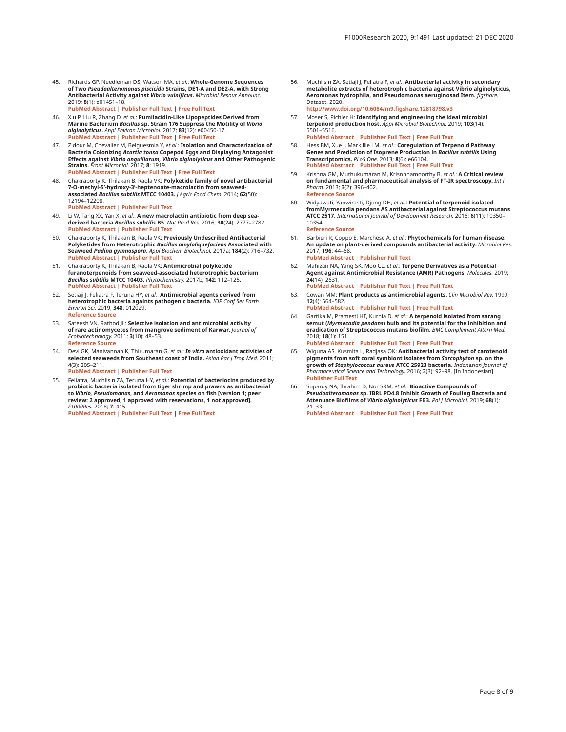45. Richards GP, Needleman DS, Watson MA, *et al.*: **Whole-Genome Sequences of Two *Pseudoalteromonas piscicida* Strains, DE1-A and DE2-A, with Strong Antibacterial Activity against *Vibrio vulnificus*.** *Microbiol Resour Announc.* 2019; **8**(1): e01451–18.
PubMed Abstract | Publisher Full Text | Free Full Text

46. Xiu P, Liu R, Zhang D, *et al.*: **Pumilacidin-Like Lipopeptides Derived from Marine Bacterium *Bacillus* sp. Strain 176 Suppress the Motility of *Vibrio alginolyticus*.** *Appl Environ Microbiol.* 2017; **83**(12): e00450-17.
PubMed Abstract | Publisher Full Text | Free Full Text

47. Zidour M, Chevalier M, Belguesmia Y, *et al.*: **Isolation and Characterization of Bacteria Colonizing *Acartia tonsa* Copepod Eggs and Displaying Antagonist Effects against *Vibrio anguillarum, Vibrio alginolyticus* and Other Pathogenic Strains.** *Front Microbiol.* 2017; **8**: 1919.
PubMed Abstract | Publisher Full Text | Free Full Text

48. Chakraborty K, Thilakan B, Raola VK: **Polyketide family of novel antibacterial 7-O-methyl-5′-hydroxy-3′-heptenoate-macrolactin from seaweed-associated *Bacillus subtilis* MTCC 10403.** *J Agric Food Chem.* 2014; **62**(50): 12194–12208.
PubMed Abstract | Publisher Full Text

49. Li W, Tang XX, Yan X, *et al.*: **A new macrolactin antibiotic from deep sea-derived bacteria *Bacillus subtilis* B5.** *Nat Prod Res.* 2016; **30**(24): 2777–2782.
PubMed Abstract | Publisher Full Text

50. Chakraborty K, Thilakan B, Raola VK: **Previously Undescribed Antibacterial Polyketides from Heterotrophic *Bacillus amyloliquefaciens* Associated with Seaweed *Padina gymnospora*.** *Appl Biochem Biotechnol.* 2017a; **184**(2): 716–732.
PubMed Abstract | Publisher Full Text

51. Chakraborty K, Thilakan B, Raola VK: **Antimicrobial polyketide furanoterpenoids from seaweed-associated heterotrophic bacterium *Bacillus subtilis* MTCC 10403.** *Phytochemistry.* 2017b; **142**: 112–125.
PubMed Abstract | Publisher Full Text

52. Setiaji J, Feliatra F, Teruna HY, *et al.*: **Antimicrobial agents derived from heterotrophic bacteria against pathogenic bacteria.** *IOP Conf Ser Earth Environ Sci.* 2019; **348**: 012029.
Reference Source

53. Sateesh VN, Rathod JL: **Selective isolation and antimicrobial activity of rare actinomycetes from mangrove sediment of Karwar.** *Journal of Ecobiotechnology.* 2011; **3**(10): 48–53.
Reference Source

54. Devi GK, Manivannan K, Thirumaran G, *et al.*: ***In vitro* antioxidant activities of selected seaweeds from Southeast coast of India.** *Asian Pac J Trop Med.* 2011; **4**(3): 205–211.
PubMed Abstract | Publisher Full Text

55. Feliatra F, Muchlisin ZA, Teruna HY, *et al.*: **Potential of bacteriocins produced by probiotic bacteria isolated from tiger shrimp and prawns as antibacterial to *Vibrio, Pseudomonas*, and *Aeromonas* species on fish [version 1; peer review: 2 approved, 1 approved with reservations, 1 not approved].** *F1000Res.* 2018; **7**: 415.
PubMed Abstract | Publisher Full Text | Free Full Text

56. Muchlisin ZA, Setiaji J, Feliatra F, *et al.*: **Antibacterial activity in secondary metabolite extracts of heterotrophic bacteria against Vibrio alginolyticus, Aeromonas hydrophila, and Pseudomonas aeruginosad Item.** *figshare.* Dataset. 2020.
http://www.doi.org/10.6084/m9.figshare.12818798.v3

57. Moser S, Pichler H: **Identifying and engineering the ideal microbial terpenoid production host.** *Appl Microbiol Biotechnol.* 2019; **103**(14): 5501–5516.
PubMed Abstract | Publisher Full Text | Free Full Text

58. Hess BM, Xue J, Markillie LM, *et al.*: **Coregulation of Terpenoid Pathway Genes and Prediction of Isoprene Production in *Bacillus subtilis* Using Transcriptomics.** *PLoS One.* 2013; **8**(6): e66104.
PubMed Abstract | Publisher Full Text | Free Full Text

59. Krishna GM, Muthukumaran M, Krisnhnamoorthy B, *et al.*: **A Critical review on fundamental and pharmaceutical analysis of FT-IR spectroscopy.** *Int J Pharm.* 2013; **3**(2): 396–402.
Reference Source

60. Widyawati, Yanwirasti, Djong DH, *et al.*: **Potential of terpenoid isolated fromMyrmecodia pendans AS antibacterial against Streptococcus mutans ATCC 2517.** *International Journal of Development Research.* 2016; **6**(11): 10350–10354.
Reference Source

61. Barbieri R, Coppo E, Marchese A, *et al.*: **Phytochemicals for human disease: An update on plant-derived compounds antibacterial activity.** *Microbiol Res.* 2017; **196**: 44–68.
PubMed Abstract | Publisher Full Text

62. Mahizan NA, Yang SK, Moo CL, *et al.*: **Terpene Derivatives as a Potential Agent against Antimicrobial Resistance (AMR) Pathogens.** *Molecules.* 2019; **24**(14): 2631.
PubMed Abstract | Publisher Full Text | Free Full Text

63. Cowan MM: **Plant products as antimicrobial agents.** *Clin Microbiol Rev.* 1999; **12**(4): 564–582.
PubMed Abstract | Publisher Full Text | Free Full Text

64. Gartika M, Pramesti HT, Kurnia D, *et al.*: **A terpenoid isolated from sarang semut (*Myrmecodia pendans*) bulb and its potential for the inhibition and eradication of Streptococcus mutans biofilm.** *BMC Complement Altern Med.* 2018; **18**(1): 151.
PubMed Abstract | Publisher Full Text | Free Full Text

65. Wiguna AS, Kusmita L, Radjasa OK: **Antibacterial activity test of carotenoid pigments from soft coral symbiont isolates from *Sarcophyton* sp. on the growth of *Staphylococcus aureus* ATCC 25923 bacteria.** *Indonesian Journal of Pharmaceutical Science and Technology.* 2016; **3**(3): 92–98. [In Indonesian].
Publisher Full Text

66. Supardy NA, Ibrahim D, Nor SRM, *et al.*: **Bioactive Compounds of *Pseudoalteromonas* sp. IBRL PD4.8 Inhibit Growth of Fouling Bacteria and Attenuate Biofilms of *Vibrio alginolyticus* FB3.** *Pol J Microbiol.* 2019; **68**(1): 21–33.
PubMed Abstract | Publisher Full Text | Free Full Text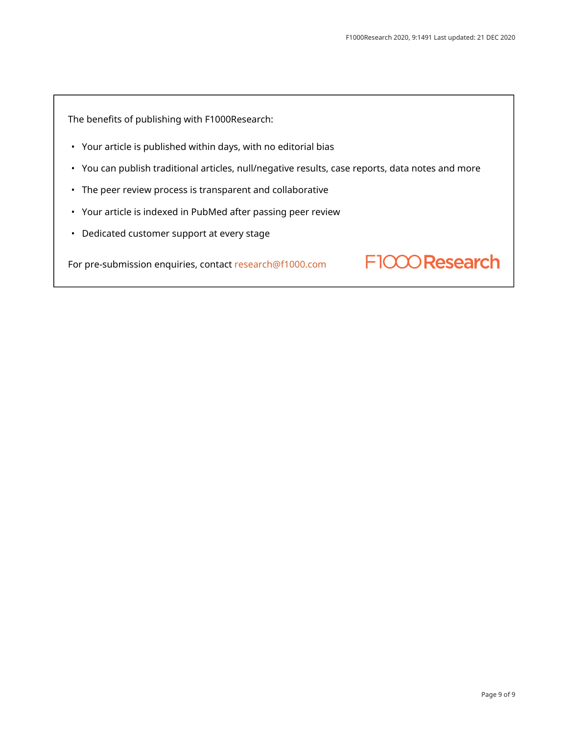The benefits of publishing with F1000Research:

- Your article is published within days, with no editorial bias
- You can publish traditional articles, null/negative results, case reports, data notes and more
- The peer review process is transparent and collaborative
- Your article is indexed in PubMed after passing peer review
- Dedicated customer support at every stage

For pre-submission enquiries, contact research@f1000.com

F1000Research